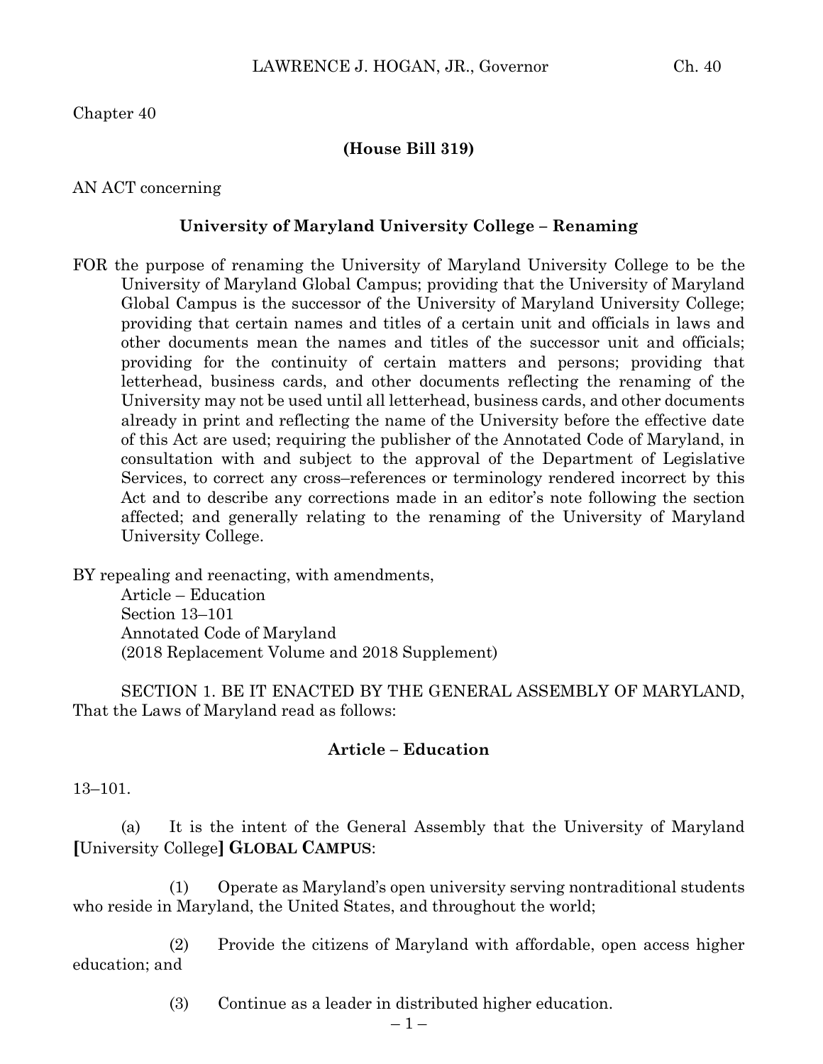Chapter 40

**(House Bill 319)**

AN ACT concerning

**University of Maryland University College – Renaming**

FOR the purpose of renaming the University of Maryland University College to be the University of Maryland Global Campus; providing that the University of Maryland Global Campus is the successor of the University of Maryland University College; providing that certain names and titles of a certain unit and officials in laws and other documents mean the names and titles of the successor unit and officials; providing for the continuity of certain matters and persons; providing that letterhead, business cards, and other documents reflecting the renaming of the University may not be used until all letterhead, business cards, and other documents already in print and reflecting the name of the University before the effective date of this Act are used; requiring the publisher of the Annotated Code of Maryland, in consultation with and subject to the approval of the Department of Legislative Services, to correct any cross–references or terminology rendered incorrect by this Act and to describe any corrections made in an editor's note following the section affected; and generally relating to the renaming of the University of Maryland University College.

BY repealing and reenacting, with amendments,
Article – Education
Section 13–101
Annotated Code of Maryland
(2018 Replacement Volume and 2018 Supplement)

SECTION 1. BE IT ENACTED BY THE GENERAL ASSEMBLY OF MARYLAND, That the Laws of Maryland read as follows:

**Article – Education**

13–101.

(a) It is the intent of the General Assembly that the University of Maryland **[**University College**] GLOBAL CAMPUS**:

(1) Operate as Maryland's open university serving nontraditional students who reside in Maryland, the United States, and throughout the world;

(2) Provide the citizens of Maryland with affordable, open access higher education; and

(3) Continue as a leader in distributed higher education.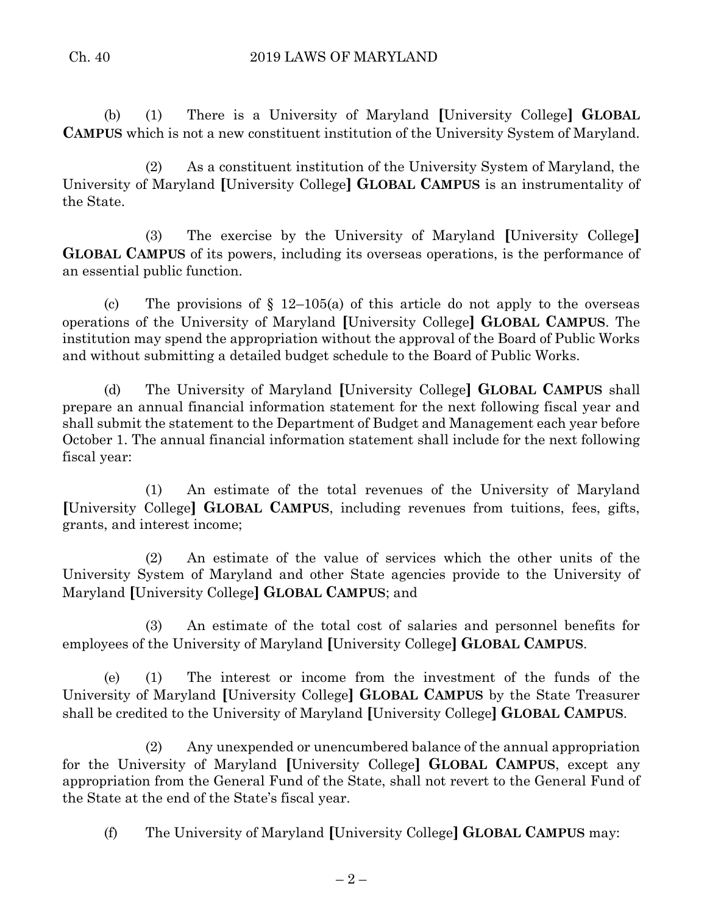(b) (1) There is a University of Maryland [University College] **GLOBAL CAMPUS** which is not a new constituent institution of the University System of Maryland.

(2) As a constituent institution of the University System of Maryland, the University of Maryland [University College] **GLOBAL CAMPUS** is an instrumentality of the State.

(3) The exercise by the University of Maryland [University College] **GLOBAL CAMPUS** of its powers, including its overseas operations, is the performance of an essential public function.

(c) The provisions of § 12–105(a) of this article do not apply to the overseas operations of the University of Maryland [University College] **GLOBAL CAMPUS**. The institution may spend the appropriation without the approval of the Board of Public Works and without submitting a detailed budget schedule to the Board of Public Works.

(d) The University of Maryland [University College] **GLOBAL CAMPUS** shall prepare an annual financial information statement for the next following fiscal year and shall submit the statement to the Department of Budget and Management each year before October 1. The annual financial information statement shall include for the next following fiscal year:

(1) An estimate of the total revenues of the University of Maryland [University College] **GLOBAL CAMPUS**, including revenues from tuitions, fees, gifts, grants, and interest income;

(2) An estimate of the value of services which the other units of the University System of Maryland and other State agencies provide to the University of Maryland [University College] **GLOBAL CAMPUS**; and

(3) An estimate of the total cost of salaries and personnel benefits for employees of the University of Maryland [University College] **GLOBAL CAMPUS**.

(e) (1) The interest or income from the investment of the funds of the University of Maryland [University College] **GLOBAL CAMPUS** by the State Treasurer shall be credited to the University of Maryland [University College] **GLOBAL CAMPUS**.

(2) Any unexpended or unencumbered balance of the annual appropriation for the University of Maryland [University College] **GLOBAL CAMPUS**, except any appropriation from the General Fund of the State, shall not revert to the General Fund of the State at the end of the State's fiscal year.

(f) The University of Maryland [University College] **GLOBAL CAMPUS** may: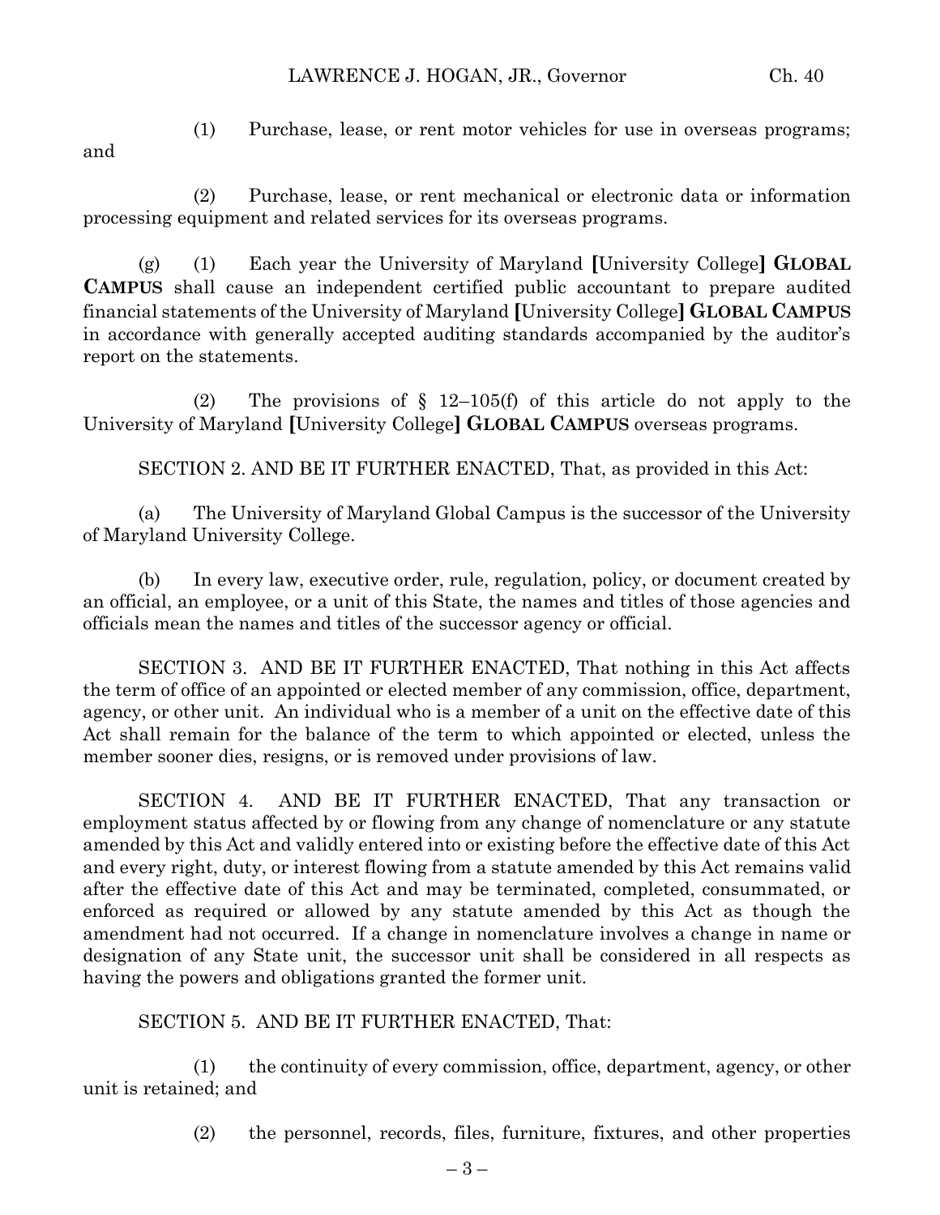(1) Purchase, lease, or rent motor vehicles for use in overseas programs; and

(2) Purchase, lease, or rent mechanical or electronic data or information processing equipment and related services for its overseas programs.

(g) (1) Each year the University of Maryland [University College] **GLOBAL CAMPUS** shall cause an independent certified public accountant to prepare audited financial statements of the University of Maryland [University College] **GLOBAL CAMPUS** in accordance with generally accepted auditing standards accompanied by the auditor's report on the statements.

(2) The provisions of § 12–105(f) of this article do not apply to the University of Maryland [University College] **GLOBAL CAMPUS** overseas programs.

SECTION 2. AND BE IT FURTHER ENACTED, That, as provided in this Act:

(a) The University of Maryland Global Campus is the successor of the University of Maryland University College.

(b) In every law, executive order, rule, regulation, policy, or document created by an official, an employee, or a unit of this State, the names and titles of those agencies and officials mean the names and titles of the successor agency or official.

SECTION 3. AND BE IT FURTHER ENACTED, That nothing in this Act affects the term of office of an appointed or elected member of any commission, office, department, agency, or other unit. An individual who is a member of a unit on the effective date of this Act shall remain for the balance of the term to which appointed or elected, unless the member sooner dies, resigns, or is removed under provisions of law.

SECTION 4. AND BE IT FURTHER ENACTED, That any transaction or employment status affected by or flowing from any change of nomenclature or any statute amended by this Act and validly entered into or existing before the effective date of this Act and every right, duty, or interest flowing from a statute amended by this Act remains valid after the effective date of this Act and may be terminated, completed, consummated, or enforced as required or allowed by any statute amended by this Act as though the amendment had not occurred. If a change in nomenclature involves a change in name or designation of any State unit, the successor unit shall be considered in all respects as having the powers and obligations granted the former unit.

SECTION 5. AND BE IT FURTHER ENACTED, That:

(1) the continuity of every commission, office, department, agency, or other unit is retained; and

(2) the personnel, records, files, furniture, fixtures, and other properties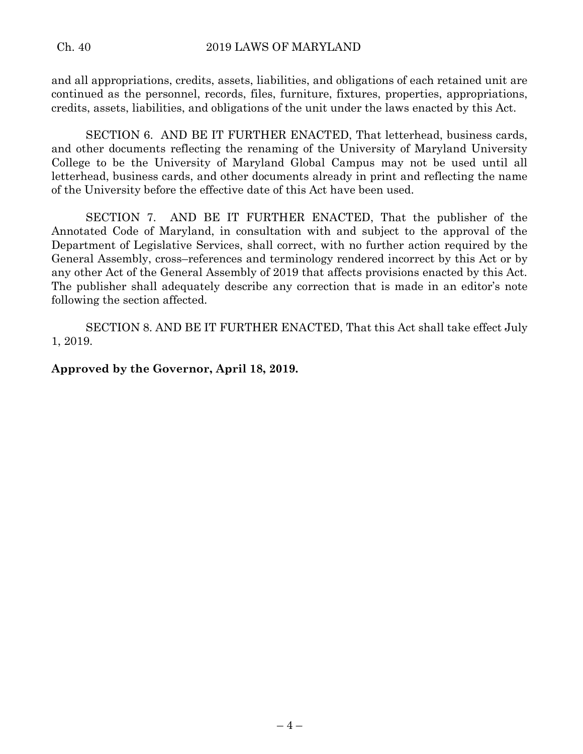and all appropriations, credits, assets, liabilities, and obligations of each retained unit are continued as the personnel, records, files, furniture, fixtures, properties, appropriations, credits, assets, liabilities, and obligations of the unit under the laws enacted by this Act.

SECTION 6. AND BE IT FURTHER ENACTED, That letterhead, business cards, and other documents reflecting the renaming of the University of Maryland University College to be the University of Maryland Global Campus may not be used until all letterhead, business cards, and other documents already in print and reflecting the name of the University before the effective date of this Act have been used.

SECTION 7. AND BE IT FURTHER ENACTED, That the publisher of the Annotated Code of Maryland, in consultation with and subject to the approval of the Department of Legislative Services, shall correct, with no further action required by the General Assembly, cross–references and terminology rendered incorrect by this Act or by any other Act of the General Assembly of 2019 that affects provisions enacted by this Act. The publisher shall adequately describe any correction that is made in an editor's note following the section affected.

SECTION 8. AND BE IT FURTHER ENACTED, That this Act shall take effect July 1, 2019.

**Approved by the Governor, April 18, 2019.**